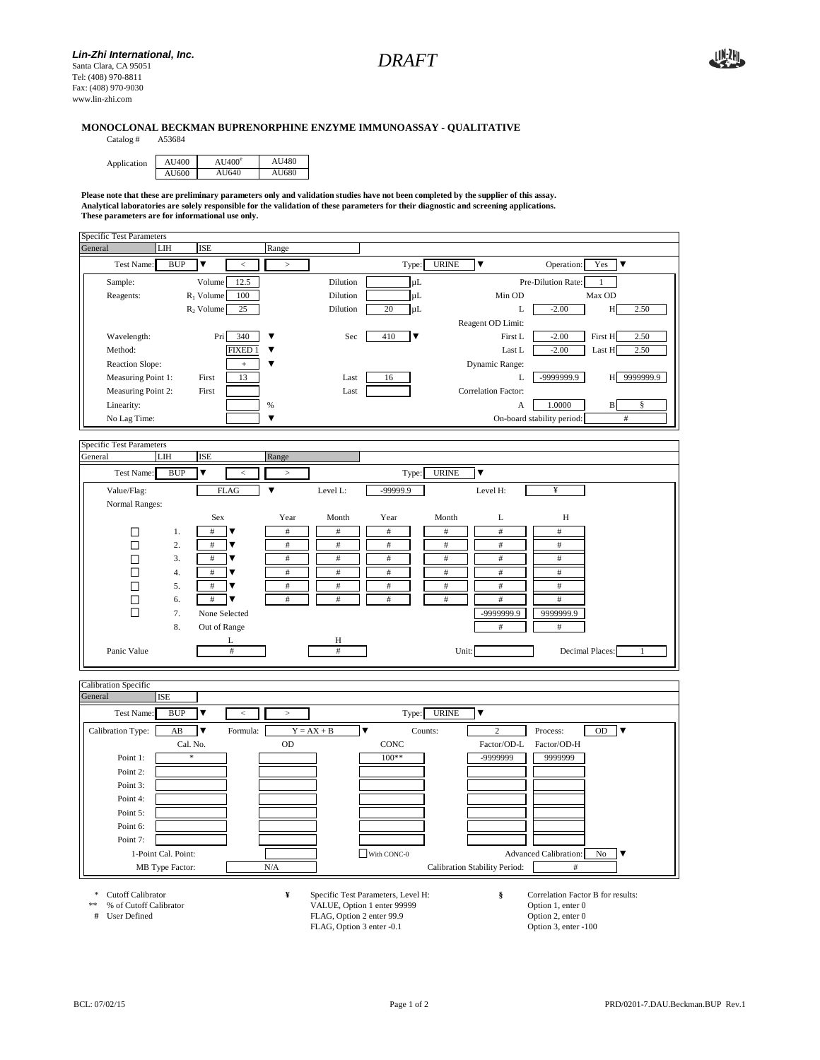**_Lin-Zhi International, Inc._**
Santa Clara, CA 95051
Tel: (408) 970-8811
Fax: (408) 970-9030
www.lin-zhi.com

*DRAFT*

**MONOCLONAL BECKMAN BUPRENORPHINE ENZYME IMMUNOASSAY - QUALITATIVE**

Catalog # A53684

| Application | AU400 | AU400[e] | AU480 |
|---|---|---|---|
| | AU600 | AU640 | AU680 |

**Please note that these are preliminary parameters only and validation studies have not been completed by the supplier of this assay. Analytical laboratories are solely responsible for the validation of these parameters for their diagnostic and screening applications. These parameters are for informational use only.**

## Specific Test Parameters

General | LIH | ISE | Range

Test Name: BUP ▼ | < | > | Type: URINE ▼ | Operation: Yes ▼

| | | | | | | |
|---|---|---|---|---|---|---|
| Sample: | Volume 12.5 | Dilution | μL | | Pre-Dilution Rate: | 1 |
| Reagents: | $R_1$ Volume 100 | Dilution | μL | Min OD | | Max OD |
| | $R_2$ Volume 25 | Dilution | 20 μL | L | -2.00 | H 2.50 |
| | | | | Reagent OD Limit: | | |
| Wavelength: | Pri 340 ▼ | Sec | 410 ▼ | First L | -2.00 | First H 2.50 |
| Method: | FIXED 1 ▼ | | | Last L | -2.00 | Last H 2.50 |
| Reaction Slope: | + ▼ | | | Dynamic Range: | | |
| Measuring Point 1: | First 13 | Last | 16 | L | -9999999.9 | H 9999999.9 |
| Measuring Point 2: | First | Last | | Correlation Factor: | | |
| Linearity: | % | | | A | 1.0000 | B § |
| No Lag Time: | ▼ | | | On-board stability period: | | # |

## Specific Test Parameters

General | LIH | ISE | Range

Test Name: BUP ▼ | < | > | Type: URINE ▼

Value/Flag: FLAG ▼ | Level L: -99999.9 | Level H: ¥

Normal Ranges:

| | | Sex | Year | Month | Year | Month | L | H |
|---|---|---|---|---|---|---|---|---|
| ☐ | 1. | # ▼ | # | # | # | # | # | # |
| ☐ | 2. | # ▼ | # | # | # | # | # | # |
| ☐ | 3. | # ▼ | # | # | # | # | # | # |
| ☐ | 4. | # ▼ | # | # | # | # | # | # |
| ☐ | 5. | # ▼ | # | # | # | # | # | # |
| ☐ | 6. | # ▼ | # | # | # | # | # | # |
| ☐ | 7. | None Selected | | | | | -9999999.9 | 9999999.9 |
| | 8. | Out of Range | | | | | # | # |

Panic Value: L # | H # | Unit: | Decimal Places: 1

## Calibration Specific

General | ISE

Test Name: BUP ▼ | < | > | Type: URINE ▼

Calibration Type: AB ▼ | Formula: Y = AX + B ▼ | Counts: 2 | Process: OD ▼

| | Cal. No. | OD | CONC | Factor/OD-L | Factor/OD-H |
|---|---|---|---|---|---|
| Point 1: | * | | 100** | -9999999 | 9999999 |
| Point 2: | | | | | |
| Point 3: | | | | | |
| Point 4: | | | | | |
| Point 5: | | | | | |
| Point 6: | | | | | |
| Point 7: | | | | | |

1-Point Cal. Point: | ☐ With CONC-0 | Advanced Calibration: No ▼

MB Type Factor: N/A | Calibration Stability Period: #

\* Cutoff Calibrator
\** % of Cutoff Calibrator
\# User Defined

¥ Specific Test Parameters, Level H:
VALUE, Option 1 enter 99999
FLAG, Option 2 enter 99.9
FLAG, Option 3 enter -0.1

§ Correlation Factor B for results:
Option 1, enter 0
Option 2, enter 0
Option 3, enter -100

BCL: 07/02/15 PRD/0201-7.DAU.Beckman.BUP Rev.1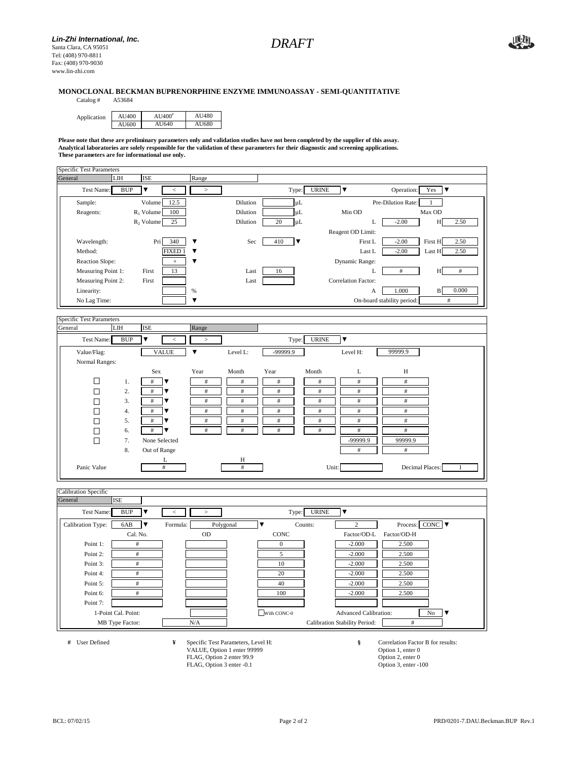**Lin-Zhi International, Inc.**
Santa Clara, CA 95051
Tel: (408) 970-8811
Fax: (408) 970-9030
www.lin-zhi.com

*DRAFT*

## MONOCLONAL BECKMAN BUPRENORPHINE ENZYME IMMUNOASSAY - SEMI-QUANTITATIVE

Catalog # A53684

| Application | | | |
|---|---|---|---|
| | AU400 | AU400[e] | AU480 |
| | AU600 | AU640 | AU680 |

**Please note that these are preliminary parameters only and validation studies have not been completed by the supplier of this assay. Analytical laboratories are solely responsible for the validation of these parameters for their diagnostic and screening applications. These parameters are for informational use only.**

### Specific Test Parameters

General | LIH | ISE | Range

Test Name: BUP ▼ | < | > | Type: URINE ▼ | Operation: Yes ▼

| | | | | | | | | |
|---|---|---|---|---|---|---|---|---|
| Sample: | Volume | 12.5 | Dilution | | μL | | Pre-Dilution Rate: | 1 |
| Reagents: | $R_1$ Volume | 100 | Dilution | | μL | Min OD | | Max OD |
| | $R_2$ Volume | 25 | Dilution | 20 | μL | L | -2.00 | H 2.50 |
| | | | | | | Reagent OD Limit: | | |
| Wavelength: | Pri | 340 ▼ | Sec | 410 ▼ | | First L | -2.00 | First H 2.50 |
| Method: | | FIXED 1 ▼ | | | | Last L | -2.00 | Last H 2.50 |
| Reaction Slope: | | + ▼ | | | | Dynamic Range: | | |
| Measuring Point 1: | First | 13 | Last | 16 | | L | # | H # |
| Measuring Point 2: | First | | Last | | | Correlation Factor: | | |
| Linearity: | | % | | | | A | 1.000 | B 0.000 |
| No Lag Time: | | ▼ | | | | On-board stability period: | | # |

### Specific Test Parameters

General | LIH | ISE | Range

Test Name: BUP ▼ | < | > | Type: URINE ▼

Value/Flag: VALUE ▼ | Level L: -99999.9 | Level H: 99999.9

Normal Ranges:

| | | Sex | Year | Month | Year | Month | L | H |
|---|---|---|---|---|---|---|---|---|
| ☐ | 1. | # ▼ | # | # | # | # | # | # |
| ☐ | 2. | # ▼ | # | # | # | # | # | # |
| ☐ | 3. | # ▼ | # | # | # | # | # | # |
| ☐ | 4. | # ▼ | # | # | # | # | # | # |
| ☐ | 5. | # ▼ | # | # | # | # | # | # |
| ☐ | 6. | # ▼ | # | # | # | # | # | # |
| ☐ | 7. | None Selected | | | | | -99999.9 | 99999.9 |
| | 8. | Out of Range | | | | | # | # |

Panic Value: L # | H # | Unit: | Decimal Places: 1

### Calibration Specific

General | ISE

Test Name: BUP ▼ | < | > | Type: URINE ▼

Calibration Type: 6AB ▼ | Formula: Polygonal ▼ | Counts: 2 | Process: CONC ▼

| | Cal. No. | OD | CONC | Factor/OD-L | Factor/OD-H |
|---|---|---|---|---|---|
| Point 1: | # | | 0 | -2.000 | 2.500 |
| Point 2: | # | | 5 | -2.000 | 2.500 |
| Point 3: | # | | 10 | -2.000 | 2.500 |
| Point 4: | # | | 20 | -2.000 | 2.500 |
| Point 5: | # | | 40 | -2.000 | 2.500 |
| Point 6: | # | | 100 | -2.000 | 2.500 |
| Point 7: | | | | | |

1-Point Cal. Point: | ☐ With CONC-0 | Advanced Calibration: No ▼

MB Type Factor: N/A | Calibration Stability Period: #

**#** User Defined

**¥** Specific Test Parameters, Level H:
VALUE, Option 1 enter 99999
FLAG, Option 2 enter 99.9
FLAG, Option 3 enter -0.1

**§** Correlation Factor B for results:
Option 1, enter 0
Option 2, enter 0
Option 3, enter -100

BCL: 07/02/15

PRD/0201-7.DAU.Beckman.BUP Rev.1